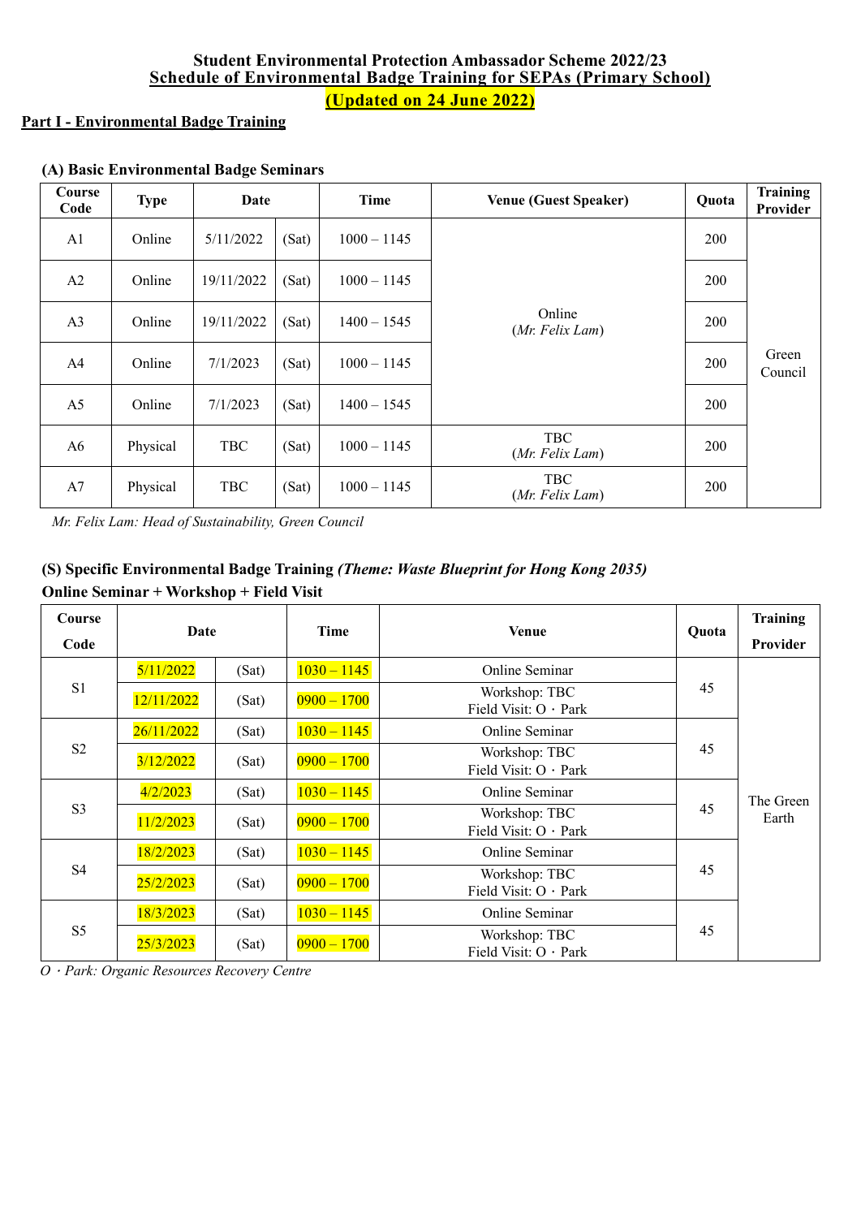# Student Environmental Protection Ambassador Scheme 2022/23

## Schedule of Environmental Badge Training for SEPAs (Primary School)

**(Updated on 24 June 2022)**

**Part I - Environmental Badge Training**

### (A) Basic Environmental Badge Seminars

| Course Code | Type | Date | | Time | Venue (Guest Speaker) | Quota | Training Provider |
|---|---|---|---|---|---|---|---|
| A1 | Online | 5/11/2022 | (Sat) | 1000 – 1145 | Online (*Mr. Felix Lam*) | 200 | Green Council |
| A2 | Online | 19/11/2022 | (Sat) | 1000 – 1145 | | 200 | |
| A3 | Online | 19/11/2022 | (Sat) | 1400 – 1545 | | 200 | |
| A4 | Online | 7/1/2023 | (Sat) | 1000 – 1145 | | 200 | |
| A5 | Online | 7/1/2023 | (Sat) | 1400 – 1545 | | 200 | |
| A6 | Physical | TBC | (Sat) | 1000 – 1145 | TBC (*Mr. Felix Lam*) | 200 | |
| A7 | Physical | TBC | (Sat) | 1000 – 1145 | TBC (*Mr. Felix Lam*) | 200 | |

*Mr. Felix Lam: Head of Sustainability, Green Council*

### (S) Specific Environmental Badge Training *(Theme: Waste Blueprint for Hong Kong 2035)*

**Online Seminar + Workshop + Field Visit**

| Course Code | Date | | Time | Venue | Quota | Training Provider |
|---|---|---|---|---|---|---|
| S1 | 5/11/2022 | (Sat) | 1030 – 1145 | Online Seminar | 45 | The Green Earth |
| | 12/11/2022 | (Sat) | 0900 – 1700 | Workshop: TBC<br>Field Visit: O · Park | | |
| S2 | 26/11/2022 | (Sat) | 1030 – 1145 | Online Seminar | 45 | |
| | 3/12/2022 | (Sat) | 0900 – 1700 | Workshop: TBC<br>Field Visit: O · Park | | |
| S3 | 4/2/2023 | (Sat) | 1030 – 1145 | Online Seminar | 45 | |
| | 11/2/2023 | (Sat) | 0900 – 1700 | Workshop: TBC<br>Field Visit: O · Park | | |
| S4 | 18/2/2023 | (Sat) | 1030 – 1145 | Online Seminar | 45 | |
| | 25/2/2023 | (Sat) | 0900 – 1700 | Workshop: TBC<br>Field Visit: O · Park | | |
| S5 | 18/3/2023 | (Sat) | 1030 – 1145 | Online Seminar | 45 | |
| | 25/3/2023 | (Sat) | 0900 – 1700 | Workshop: TBC<br>Field Visit: O · Park | | |

*O · Park: Organic Resources Recovery Centre*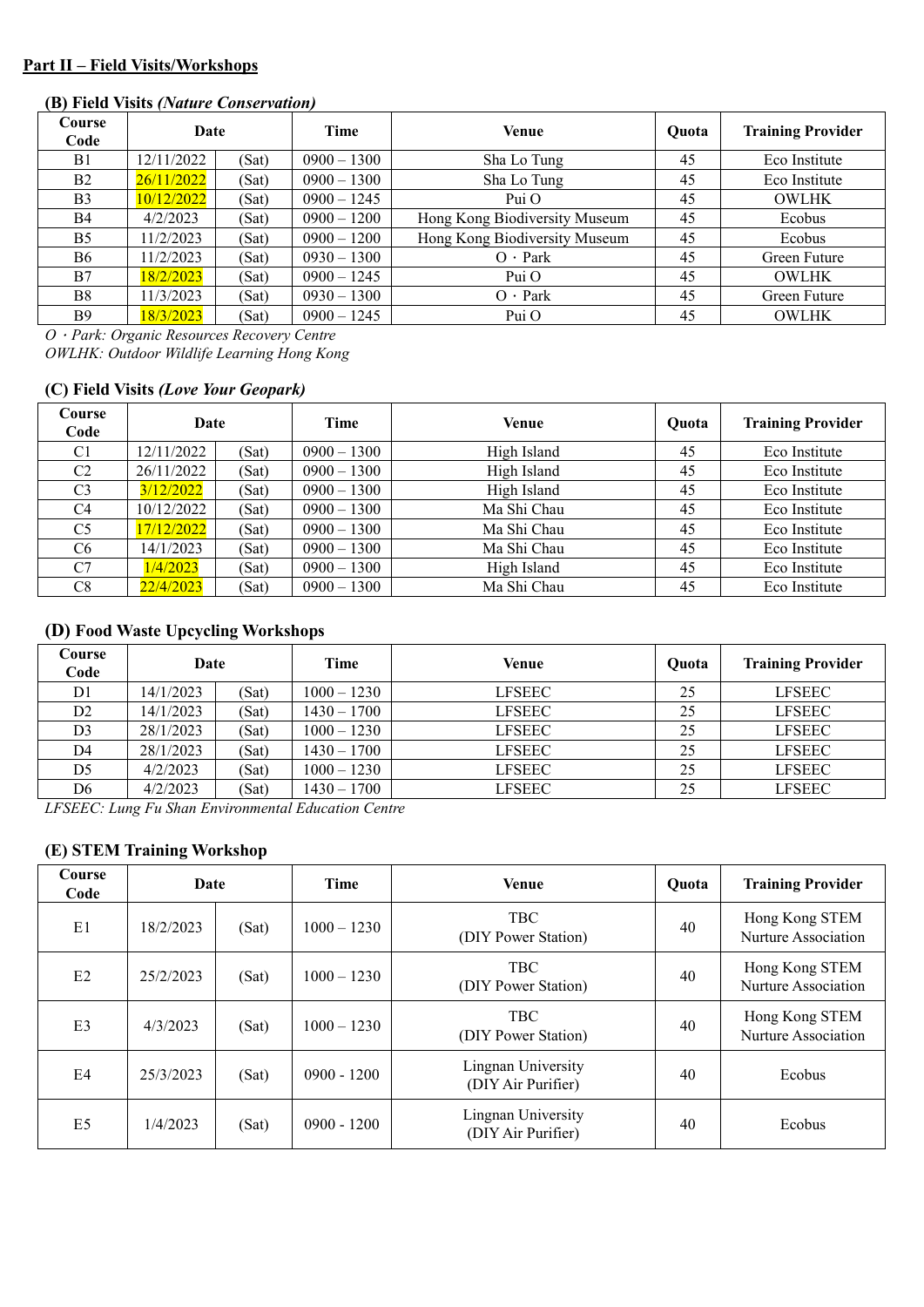## Part II – Field Visits/Workshops

### (B) Field Visits *(Nature Conservation)*

| Course Code | Date | | Time | Venue | Quota | Training Provider |
|---|---|---|---|---|---|---|
| B1 | 12/11/2022 | (Sat) | 0900 – 1300 | Sha Lo Tung | 45 | Eco Institute |
| B2 | 26/11/2022 | (Sat) | 0900 – 1300 | Sha Lo Tung | 45 | Eco Institute |
| B3 | 10/12/2022 | (Sat) | 0900 – 1245 | Pui O | 45 | OWLHK |
| B4 | 4/2/2023 | (Sat) | 0900 – 1200 | Hong Kong Biodiversity Museum | 45 | Ecobus |
| B5 | 11/2/2023 | (Sat) | 0900 – 1200 | Hong Kong Biodiversity Museum | 45 | Ecobus |
| B6 | 11/2/2023 | (Sat) | 0930 – 1300 | O · Park | 45 | Green Future |
| B7 | 18/2/2023 | (Sat) | 0900 – 1245 | Pui O | 45 | OWLHK |
| B8 | 11/3/2023 | (Sat) | 0930 – 1300 | O · Park | 45 | Green Future |
| B9 | 18/3/2023 | (Sat) | 0900 – 1245 | Pui O | 45 | OWLHK |

*O · Park: Organic Resources Recovery Centre*
*OWLHK: Outdoor Wildlife Learning Hong Kong*

### (C) Field Visits *(Love Your Geopark)*

| Course Code | Date | | Time | Venue | Quota | Training Provider |
|---|---|---|---|---|---|---|
| C1 | 12/11/2022 | (Sat) | 0900 – 1300 | High Island | 45 | Eco Institute |
| C2 | 26/11/2022 | (Sat) | 0900 – 1300 | High Island | 45 | Eco Institute |
| C3 | 3/12/2022 | (Sat) | 0900 – 1300 | High Island | 45 | Eco Institute |
| C4 | 10/12/2022 | (Sat) | 0900 – 1300 | Ma Shi Chau | 45 | Eco Institute |
| C5 | 17/12/2022 | (Sat) | 0900 – 1300 | Ma Shi Chau | 45 | Eco Institute |
| C6 | 14/1/2023 | (Sat) | 0900 – 1300 | Ma Shi Chau | 45 | Eco Institute |
| C7 | 1/4/2023 | (Sat) | 0900 – 1300 | High Island | 45 | Eco Institute |
| C8 | 22/4/2023 | (Sat) | 0900 – 1300 | Ma Shi Chau | 45 | Eco Institute |

### (D) Food Waste Upcycling Workshops

| Course Code | Date | | Time | Venue | Quota | Training Provider |
|---|---|---|---|---|---|---|
| D1 | 14/1/2023 | (Sat) | 1000 – 1230 | LFSEEC | 25 | LFSEEC |
| D2 | 14/1/2023 | (Sat) | 1430 – 1700 | LFSEEC | 25 | LFSEEC |
| D3 | 28/1/2023 | (Sat) | 1000 – 1230 | LFSEEC | 25 | LFSEEC |
| D4 | 28/1/2023 | (Sat) | 1430 – 1700 | LFSEEC | 25 | LFSEEC |
| D5 | 4/2/2023 | (Sat) | 1000 – 1230 | LFSEEC | 25 | LFSEEC |
| D6 | 4/2/2023 | (Sat) | 1430 – 1700 | LFSEEC | 25 | LFSEEC |

*LFSEEC: Lung Fu Shan Environmental Education Centre*

### (E) STEM Training Workshop

| Course Code | Date | | Time | Venue | Quota | Training Provider |
|---|---|---|---|---|---|---|
| E1 | 18/2/2023 | (Sat) | 1000 – 1230 | TBC (DIY Power Station) | 40 | Hong Kong STEM Nurture Association |
| E2 | 25/2/2023 | (Sat) | 1000 – 1230 | TBC (DIY Power Station) | 40 | Hong Kong STEM Nurture Association |
| E3 | 4/3/2023 | (Sat) | 1000 – 1230 | TBC (DIY Power Station) | 40 | Hong Kong STEM Nurture Association |
| E4 | 25/3/2023 | (Sat) | 0900 - 1200 | Lingnan University (DIY Air Purifier) | 40 | Ecobus |
| E5 | 1/4/2023 | (Sat) | 0900 - 1200 | Lingnan University (DIY Air Purifier) | 40 | Ecobus |